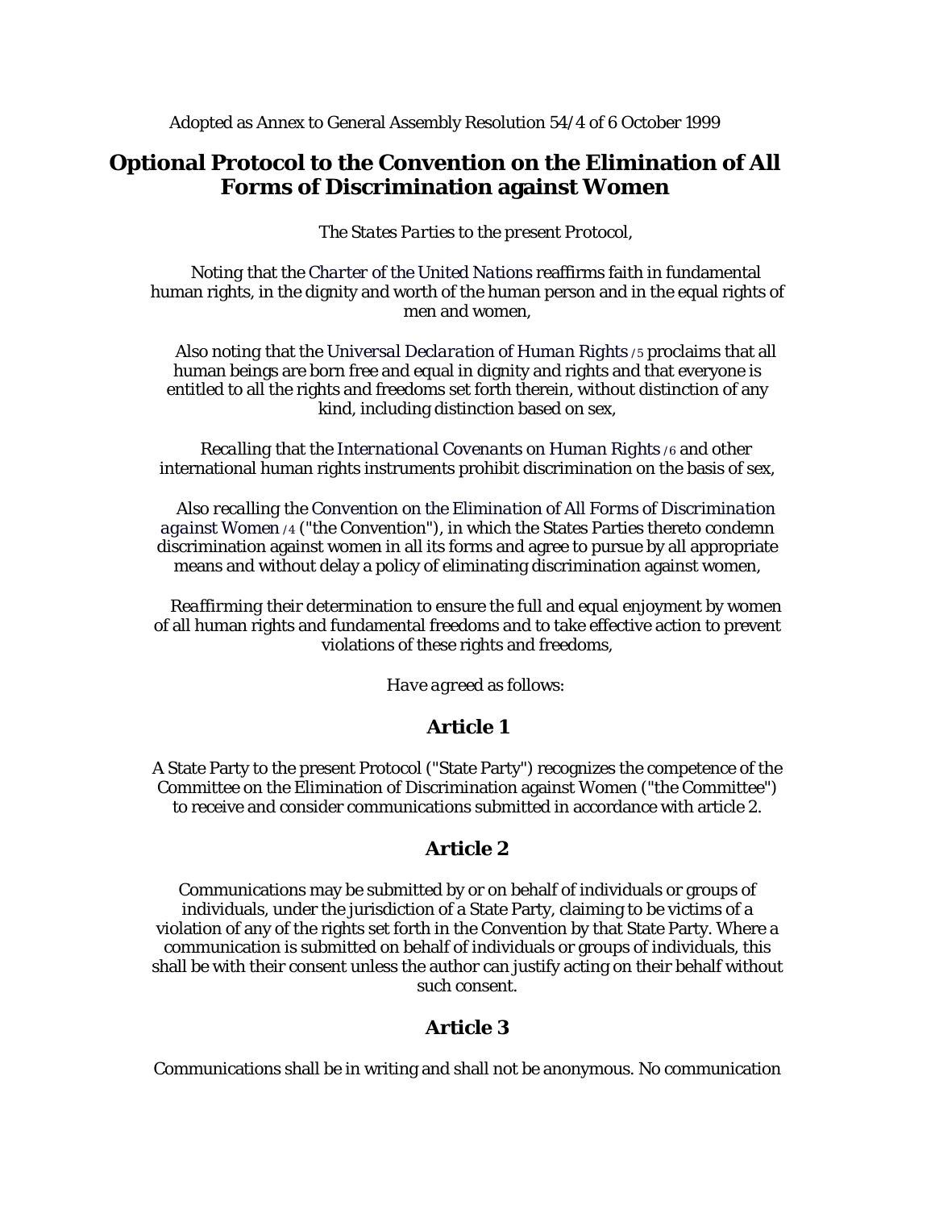Adopted as Annex to General Assembly Resolution 54/4 of 6 October 1999

# Optional Protocol to the Convention on the Elimination of All Forms of Discrimination against Women

*The States Parties to the present Protocol,*

*Noting* that the Charter of the United Nations reaffirms faith in fundamental human rights, in the dignity and worth of the human person and in the equal rights of men and women,

*Also noting* that the Universal Declaration of Human Rights /5 proclaims that all human beings are born free and equal in dignity and rights and that everyone is entitled to all the rights and freedoms set forth therein, without distinction of any kind, including distinction based on sex,

*Recalling* that the International Covenants on Human Rights /6 and other international human rights instruments prohibit discrimination on the basis of sex,

*Also recalling* the Convention on the Elimination of All Forms of Discrimination against Women /4 ("the Convention"), in which the States Parties thereto condemn discrimination against women in all its forms and agree to pursue by all appropriate means and without delay a policy of eliminating discrimination against women,

*Reaffirming* their determination to ensure the full and equal enjoyment by women of all human rights and fundamental freedoms and to take effective action to prevent violations of these rights and freedoms,

*Have agreed* as follows:

## Article 1

A State Party to the present Protocol ("State Party") recognizes the competence of the Committee on the Elimination of Discrimination against Women ("the Committee") to receive and consider communications submitted in accordance with article 2.

## Article 2

Communications may be submitted by or on behalf of individuals or groups of individuals, under the jurisdiction of a State Party, claiming to be victims of a violation of any of the rights set forth in the Convention by that State Party. Where a communication is submitted on behalf of individuals or groups of individuals, this shall be with their consent unless the author can justify acting on their behalf without such consent.

## Article 3

Communications shall be in writing and shall not be anonymous. No communication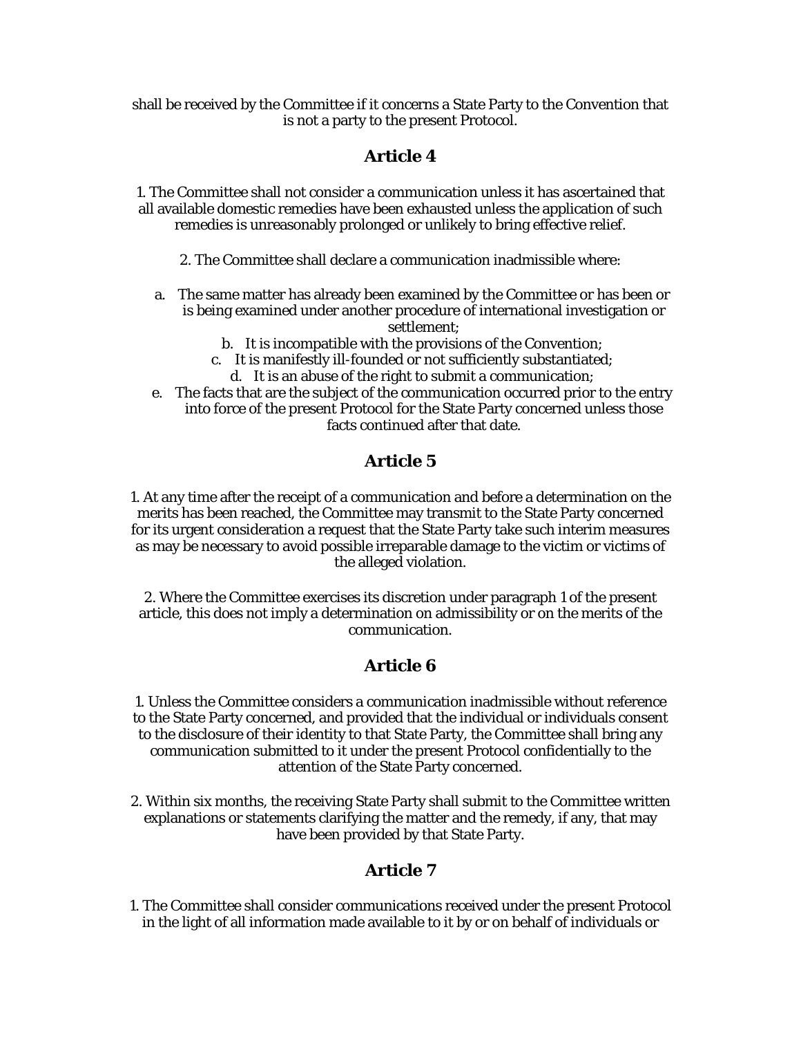shall be received by the Committee if it concerns a State Party to the Convention that is not a party to the present Protocol.

## Article 4

1. The Committee shall not consider a communication unless it has ascertained that all available domestic remedies have been exhausted unless the application of such remedies is unreasonably prolonged or unlikely to bring effective relief.

2. The Committee shall declare a communication inadmissible where:

a. The same matter has already been examined by the Committee or has been or is being examined under another procedure of international investigation or settlement;
b. It is incompatible with the provisions of the Convention;
c. It is manifestly ill-founded or not sufficiently substantiated;
d. It is an abuse of the right to submit a communication;
e. The facts that are the subject of the communication occurred prior to the entry into force of the present Protocol for the State Party concerned unless those facts continued after that date.

## Article 5

1. At any time after the receipt of a communication and before a determination on the merits has been reached, the Committee may transmit to the State Party concerned for its urgent consideration a request that the State Party take such interim measures as may be necessary to avoid possible irreparable damage to the victim or victims of the alleged violation.

2. Where the Committee exercises its discretion under paragraph 1 of the present article, this does not imply a determination on admissibility or on the merits of the communication.

## Article 6

1. Unless the Committee considers a communication inadmissible without reference to the State Party concerned, and provided that the individual or individuals consent to the disclosure of their identity to that State Party, the Committee shall bring any communication submitted to it under the present Protocol confidentially to the attention of the State Party concerned.

2. Within six months, the receiving State Party shall submit to the Committee written explanations or statements clarifying the matter and the remedy, if any, that may have been provided by that State Party.

## Article 7

1. The Committee shall consider communications received under the present Protocol in the light of all information made available to it by or on behalf of individuals or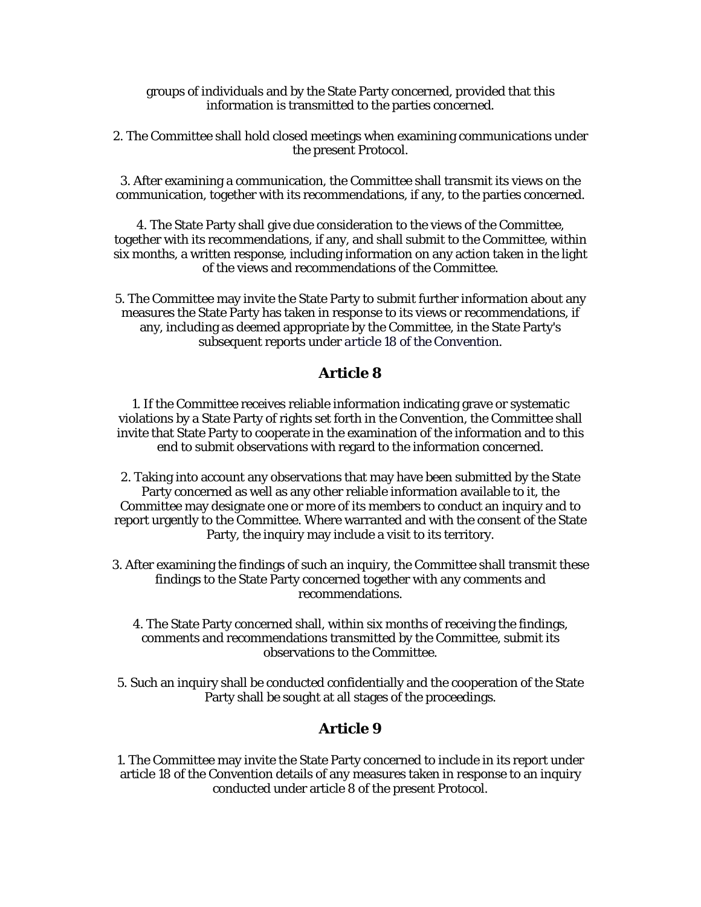groups of individuals and by the State Party concerned, provided that this information is transmitted to the parties concerned.

2. The Committee shall hold closed meetings when examining communications under the present Protocol.

3. After examining a communication, the Committee shall transmit its views on the communication, together with its recommendations, if any, to the parties concerned.

4. The State Party shall give due consideration to the views of the Committee, together with its recommendations, if any, and shall submit to the Committee, within six months, a written response, including information on any action taken in the light of the views and recommendations of the Committee.

5. The Committee may invite the State Party to submit further information about any measures the State Party has taken in response to its views or recommendations, if any, including as deemed appropriate by the Committee, in the State Party's subsequent reports under article 18 of the Convention.

## Article 8

1. If the Committee receives reliable information indicating grave or systematic violations by a State Party of rights set forth in the Convention, the Committee shall invite that State Party to cooperate in the examination of the information and to this end to submit observations with regard to the information concerned.

2. Taking into account any observations that may have been submitted by the State Party concerned as well as any other reliable information available to it, the Committee may designate one or more of its members to conduct an inquiry and to report urgently to the Committee. Where warranted and with the consent of the State Party, the inquiry may include a visit to its territory.

3. After examining the findings of such an inquiry, the Committee shall transmit these findings to the State Party concerned together with any comments and recommendations.

4. The State Party concerned shall, within six months of receiving the findings, comments and recommendations transmitted by the Committee, submit its observations to the Committee.

5. Such an inquiry shall be conducted confidentially and the cooperation of the State Party shall be sought at all stages of the proceedings.

## Article 9

1. The Committee may invite the State Party concerned to include in its report under article 18 of the Convention details of any measures taken in response to an inquiry conducted under article 8 of the present Protocol.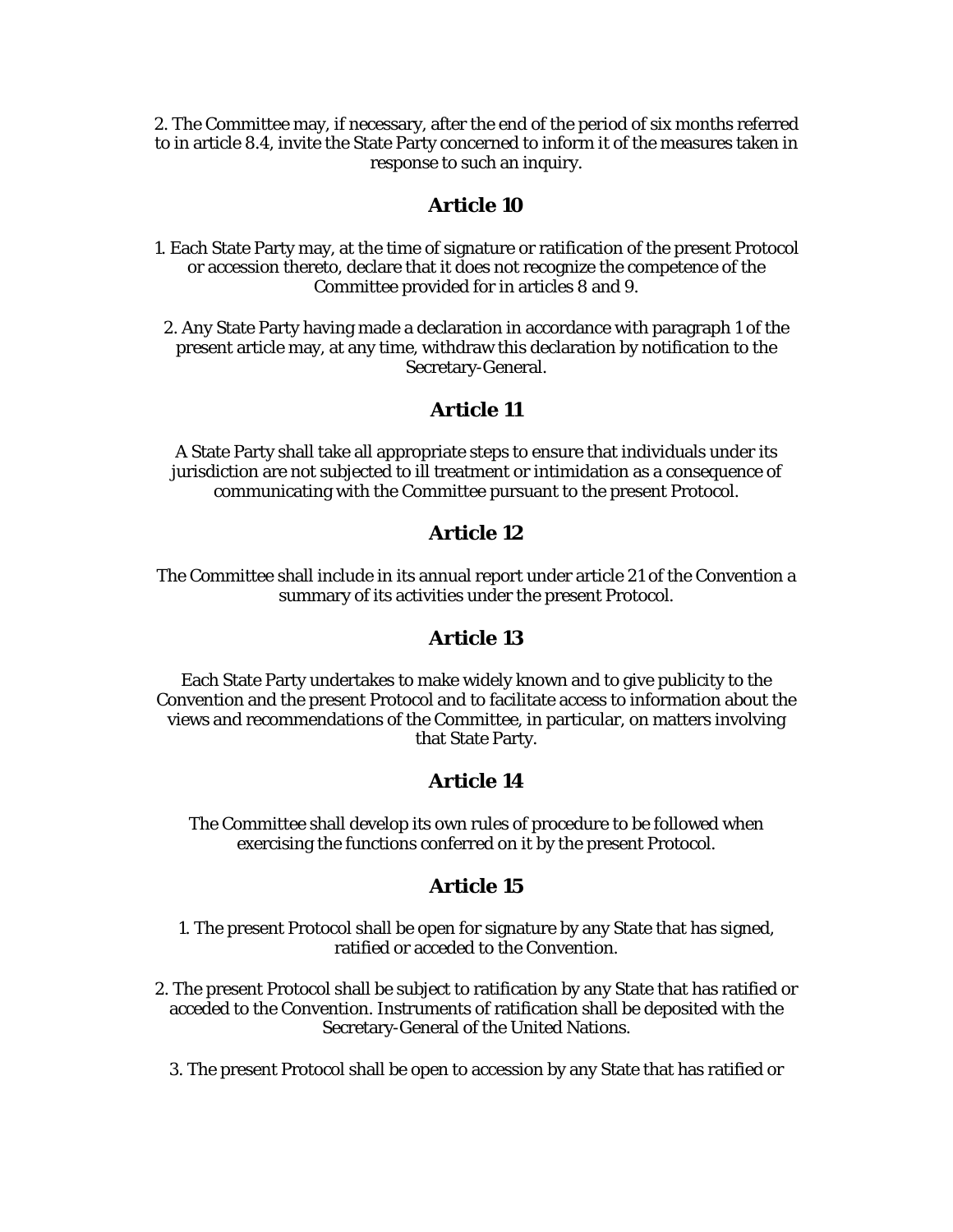2. The Committee may, if necessary, after the end of the period of six months referred to in article 8.4, invite the State Party concerned to inform it of the measures taken in response to such an inquiry.

## Article 10

1. Each State Party may, at the time of signature or ratification of the present Protocol or accession thereto, declare that it does not recognize the competence of the Committee provided for in articles 8 and 9.

2. Any State Party having made a declaration in accordance with paragraph 1 of the present article may, at any time, withdraw this declaration by notification to the Secretary-General.

## Article 11

A State Party shall take all appropriate steps to ensure that individuals under its jurisdiction are not subjected to ill treatment or intimidation as a consequence of communicating with the Committee pursuant to the present Protocol.

## Article 12

The Committee shall include in its annual report under article 21 of the Convention a summary of its activities under the present Protocol.

## Article 13

Each State Party undertakes to make widely known and to give publicity to the Convention and the present Protocol and to facilitate access to information about the views and recommendations of the Committee, in particular, on matters involving that State Party.

## Article 14

The Committee shall develop its own rules of procedure to be followed when exercising the functions conferred on it by the present Protocol.

## Article 15

1. The present Protocol shall be open for signature by any State that has signed, ratified or acceded to the Convention.

2. The present Protocol shall be subject to ratification by any State that has ratified or acceded to the Convention. Instruments of ratification shall be deposited with the Secretary-General of the United Nations.

3. The present Protocol shall be open to accession by any State that has ratified or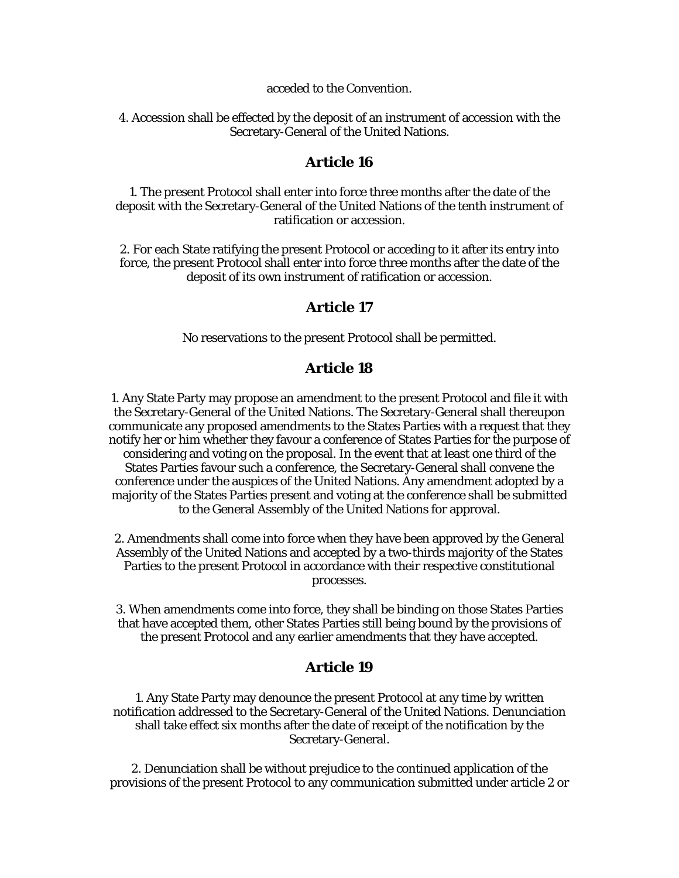acceded to the Convention.

4. Accession shall be effected by the deposit of an instrument of accession with the Secretary-General of the United Nations.

## Article 16

1. The present Protocol shall enter into force three months after the date of the deposit with the Secretary-General of the United Nations of the tenth instrument of ratification or accession.

2. For each State ratifying the present Protocol or acceding to it after its entry into force, the present Protocol shall enter into force three months after the date of the deposit of its own instrument of ratification or accession.

## Article 17

No reservations to the present Protocol shall be permitted.

## Article 18

1. Any State Party may propose an amendment to the present Protocol and file it with the Secretary-General of the United Nations. The Secretary-General shall thereupon communicate any proposed amendments to the States Parties with a request that they notify her or him whether they favour a conference of States Parties for the purpose of considering and voting on the proposal. In the event that at least one third of the States Parties favour such a conference, the Secretary-General shall convene the conference under the auspices of the United Nations. Any amendment adopted by a majority of the States Parties present and voting at the conference shall be submitted to the General Assembly of the United Nations for approval.

2. Amendments shall come into force when they have been approved by the General Assembly of the United Nations and accepted by a two-thirds majority of the States Parties to the present Protocol in accordance with their respective constitutional processes.

3. When amendments come into force, they shall be binding on those States Parties that have accepted them, other States Parties still being bound by the provisions of the present Protocol and any earlier amendments that they have accepted.

## Article 19

1. Any State Party may denounce the present Protocol at any time by written notification addressed to the Secretary-General of the United Nations. Denunciation shall take effect six months after the date of receipt of the notification by the Secretary-General.

2. Denunciation shall be without prejudice to the continued application of the provisions of the present Protocol to any communication submitted under article 2 or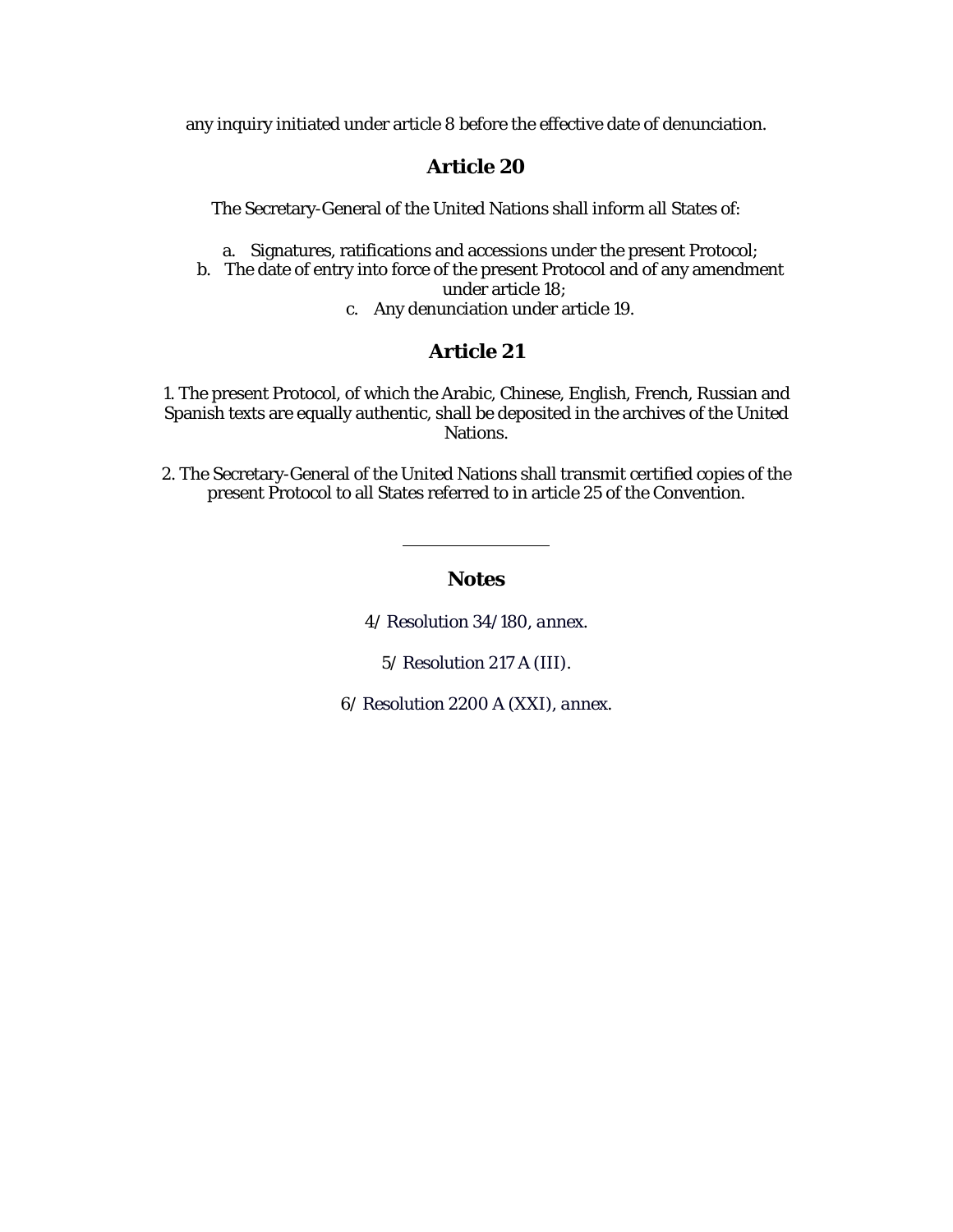any inquiry initiated under article 8 before the effective date of denunciation.

## Article 20

The Secretary-General of the United Nations shall inform all States of:

a. Signatures, ratifications and accessions under the present Protocol;
b. The date of entry into force of the present Protocol and of any amendment under article 18;
c. Any denunciation under article 19.

## Article 21

1. The present Protocol, of which the Arabic, Chinese, English, French, Russian and Spanish texts are equally authentic, shall be deposited in the archives of the United Nations.

2. The Secretary-General of the United Nations shall transmit certified copies of the present Protocol to all States referred to in article 25 of the Convention.

---

## Notes

4/ Resolution 34/180, annex.

5/ Resolution 217 A (III).

6/ Resolution 2200 A (XXI), annex.